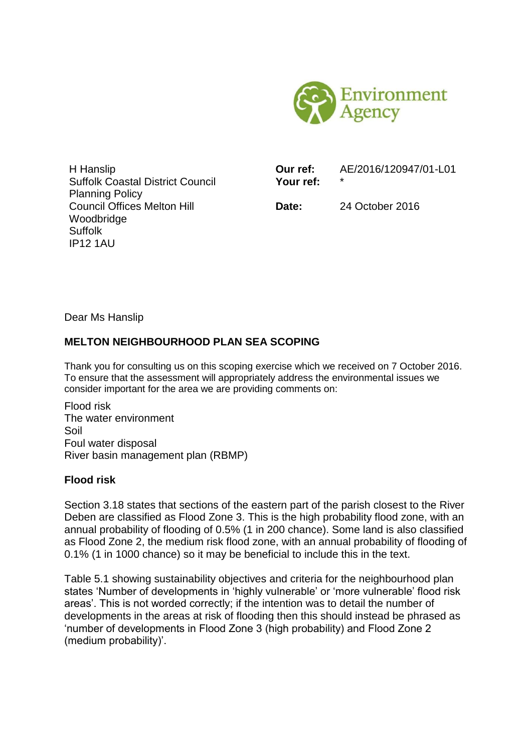Environment Agency

H Hanslip
Suffolk Coastal District Council
Planning Policy
Council Offices Melton Hill
Woodbridge
Suffolk
IP12 1AU

**Our ref:** AE/2016/120947/01-L01
**Your ref:** *

**Date:** 24 October 2016

Dear Ms Hanslip

**MELTON NEIGHBOURHOOD PLAN SEA SCOPING**

Thank you for consulting us on this scoping exercise which we received on 7 October 2016. To ensure that the assessment will appropriately address the environmental issues we consider important for the area we are providing comments on:

Flood risk
The water environment
Soil
Foul water disposal
River basin management plan (RBMP)

**Flood risk**

Section 3.18 states that sections of the eastern part of the parish closest to the River Deben are classified as Flood Zone 3. This is the high probability flood zone, with an annual probability of flooding of 0.5% (1 in 200 chance). Some land is also classified as Flood Zone 2, the medium risk flood zone, with an annual probability of flooding of 0.1% (1 in 1000 chance) so it may be beneficial to include this in the text.

Table 5.1 showing sustainability objectives and criteria for the neighbourhood plan states 'Number of developments in 'highly vulnerable' or 'more vulnerable' flood risk areas'. This is not worded correctly; if the intention was to detail the number of developments in the areas at risk of flooding then this should instead be phrased as 'number of developments in Flood Zone 3 (high probability) and Flood Zone 2 (medium probability)'.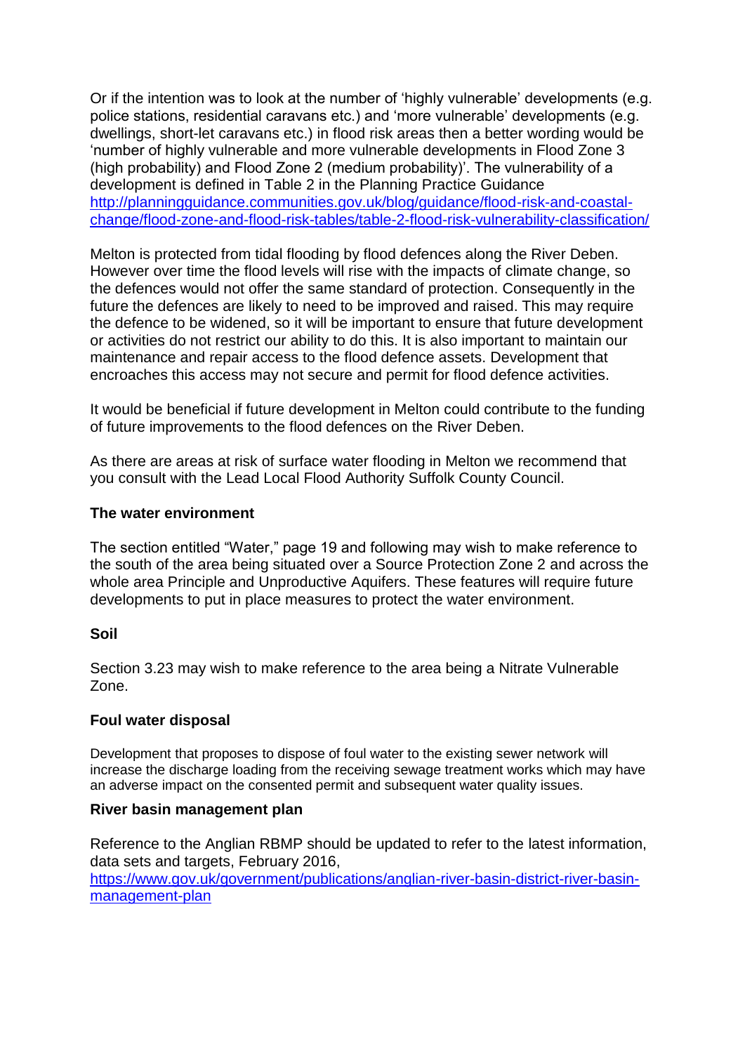Or if the intention was to look at the number of 'highly vulnerable' developments (e.g. police stations, residential caravans etc.) and 'more vulnerable' developments (e.g. dwellings, short-let caravans etc.) in flood risk areas then a better wording would be 'number of highly vulnerable and more vulnerable developments in Flood Zone 3 (high probability) and Flood Zone 2 (medium probability)'. The vulnerability of a development is defined in Table 2 in the Planning Practice Guidance [http://planningguidance.communities.gov.uk/blog/guidance/flood-risk-and-coastal-change/flood-zone-and-flood-risk-tables/table-2-flood-risk-vulnerability-classification/](http://planningguidance.communities.gov.uk/blog/guidance/flood-risk-and-coastal-change/flood-zone-and-flood-risk-tables/table-2-flood-risk-vulnerability-classification/)

Melton is protected from tidal flooding by flood defences along the River Deben. However over time the flood levels will rise with the impacts of climate change, so the defences would not offer the same standard of protection. Consequently in the future the defences are likely to need to be improved and raised. This may require the defence to be widened, so it will be important to ensure that future development or activities do not restrict our ability to do this. It is also important to maintain our maintenance and repair access to the flood defence assets. Development that encroaches this access may not secure and permit for flood defence activities.

It would be beneficial if future development in Melton could contribute to the funding of future improvements to the flood defences on the River Deben.

As there are areas at risk of surface water flooding in Melton we recommend that you consult with the Lead Local Flood Authority Suffolk County Council.

**The water environment**

The section entitled "Water," page 19 and following may wish to make reference to the south of the area being situated over a Source Protection Zone 2 and across the whole area Principle and Unproductive Aquifers. These features will require future developments to put in place measures to protect the water environment.

**Soil**

Section 3.23 may wish to make reference to the area being a Nitrate Vulnerable Zone.

**Foul water disposal**

Development that proposes to dispose of foul water to the existing sewer network will increase the discharge loading from the receiving sewage treatment works which may have an adverse impact on the consented permit and subsequent water quality issues.

**River basin management plan**

Reference to the Anglian RBMP should be updated to refer to the latest information, data sets and targets, February 2016, [https://www.gov.uk/government/publications/anglian-river-basin-district-river-basin-management-plan](https://www.gov.uk/government/publications/anglian-river-basin-district-river-basin-management-plan)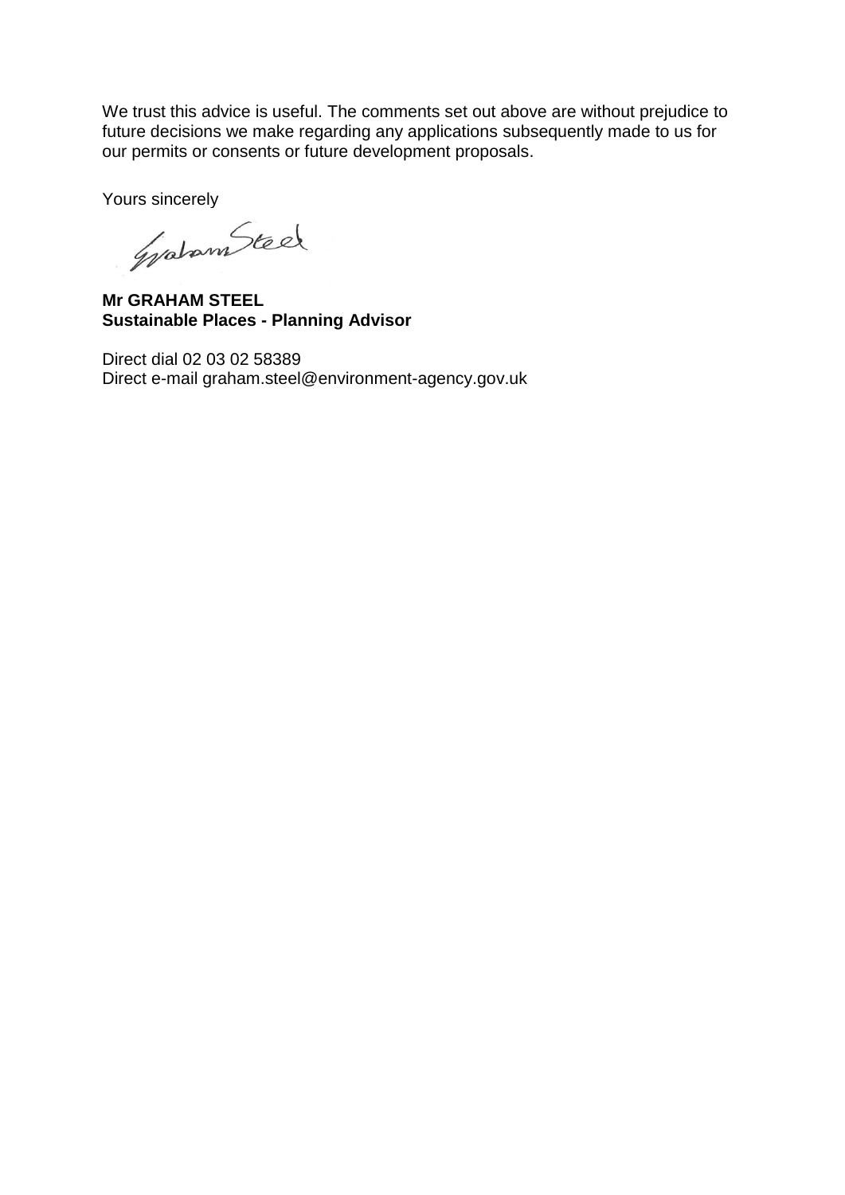We trust this advice is useful. The comments set out above are without prejudice to future decisions we make regarding any applications subsequently made to us for our permits or consents or future development proposals.

Yours sincerely

**Mr GRAHAM STEEL**
**Sustainable Places - Planning Advisor**

Direct dial 02 03 02 58389
Direct e-mail graham.steel@environment-agency.gov.uk